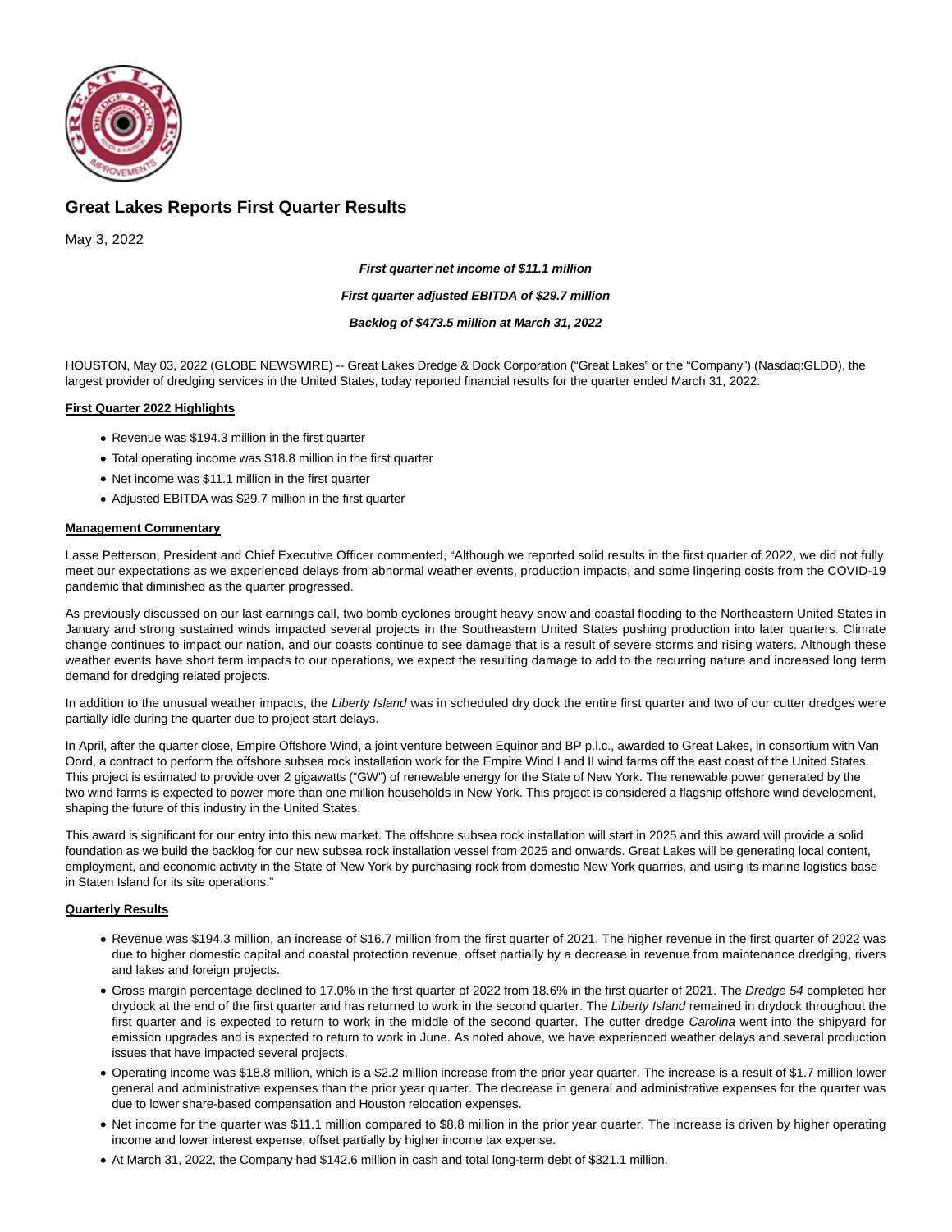# Great Lakes Reports First Quarter Results

May 3, 2022

***First quarter net income of $11.1 million***

***First quarter adjusted EBITDA of $29.7 million***

***Backlog of $473.5 million at March 31, 2022***

HOUSTON, May 03, 2022 (GLOBE NEWSWIRE) -- Great Lakes Dredge & Dock Corporation ("Great Lakes" or the "Company") (Nasdaq:GLDD), the largest provider of dredging services in the United States, today reported financial results for the quarter ended March 31, 2022.

**First Quarter 2022 Highlights**

- Revenue was $194.3 million in the first quarter
- Total operating income was $18.8 million in the first quarter
- Net income was $11.1 million in the first quarter
- Adjusted EBITDA was $29.7 million in the first quarter

**Management Commentary**

Lasse Petterson, President and Chief Executive Officer commented, "Although we reported solid results in the first quarter of 2022, we did not fully meet our expectations as we experienced delays from abnormal weather events, production impacts, and some lingering costs from the COVID-19 pandemic that diminished as the quarter progressed.

As previously discussed on our last earnings call, two bomb cyclones brought heavy snow and coastal flooding to the Northeastern United States in January and strong sustained winds impacted several projects in the Southeastern United States pushing production into later quarters. Climate change continues to impact our nation, and our coasts continue to see damage that is a result of severe storms and rising waters. Although these weather events have short term impacts to our operations, we expect the resulting damage to add to the recurring nature and increased long term demand for dredging related projects.

In addition to the unusual weather impacts, the *Liberty Island* was in scheduled dry dock the entire first quarter and two of our cutter dredges were partially idle during the quarter due to project start delays.

In April, after the quarter close, Empire Offshore Wind, a joint venture between Equinor and BP p.l.c., awarded to Great Lakes, in consortium with Van Oord, a contract to perform the offshore subsea rock installation work for the Empire Wind I and II wind farms off the east coast of the United States. This project is estimated to provide over 2 gigawatts ("GW") of renewable energy for the State of New York. The renewable power generated by the two wind farms is expected to power more than one million households in New York. This project is considered a flagship offshore wind development, shaping the future of this industry in the United States.

This award is significant for our entry into this new market. The offshore subsea rock installation will start in 2025 and this award will provide a solid foundation as we build the backlog for our new subsea rock installation vessel from 2025 and onwards. Great Lakes will be generating local content, employment, and economic activity in the State of New York by purchasing rock from domestic New York quarries, and using its marine logistics base in Staten Island for its site operations."

**Quarterly Results**

- Revenue was $194.3 million, an increase of $16.7 million from the first quarter of 2021. The higher revenue in the first quarter of 2022 was due to higher domestic capital and coastal protection revenue, offset partially by a decrease in revenue from maintenance dredging, rivers and lakes and foreign projects.
- Gross margin percentage declined to 17.0% in the first quarter of 2022 from 18.6% in the first quarter of 2021. The *Dredge 54* completed her drydock at the end of the first quarter and has returned to work in the second quarter. The *Liberty Island* remained in drydock throughout the first quarter and is expected to return to work in the middle of the second quarter. The cutter dredge *Carolina* went into the shipyard for emission upgrades and is expected to return to work in June. As noted above, we have experienced weather delays and several production issues that have impacted several projects.
- Operating income was $18.8 million, which is a $2.2 million increase from the prior year quarter. The increase is a result of $1.7 million lower general and administrative expenses than the prior year quarter. The decrease in general and administrative expenses for the quarter was due to lower share-based compensation and Houston relocation expenses.
- Net income for the quarter was $11.1 million compared to $8.8 million in the prior year quarter. The increase is driven by higher operating income and lower interest expense, offset partially by higher income tax expense.
- At March 31, 2022, the Company had $142.6 million in cash and total long-term debt of $321.1 million.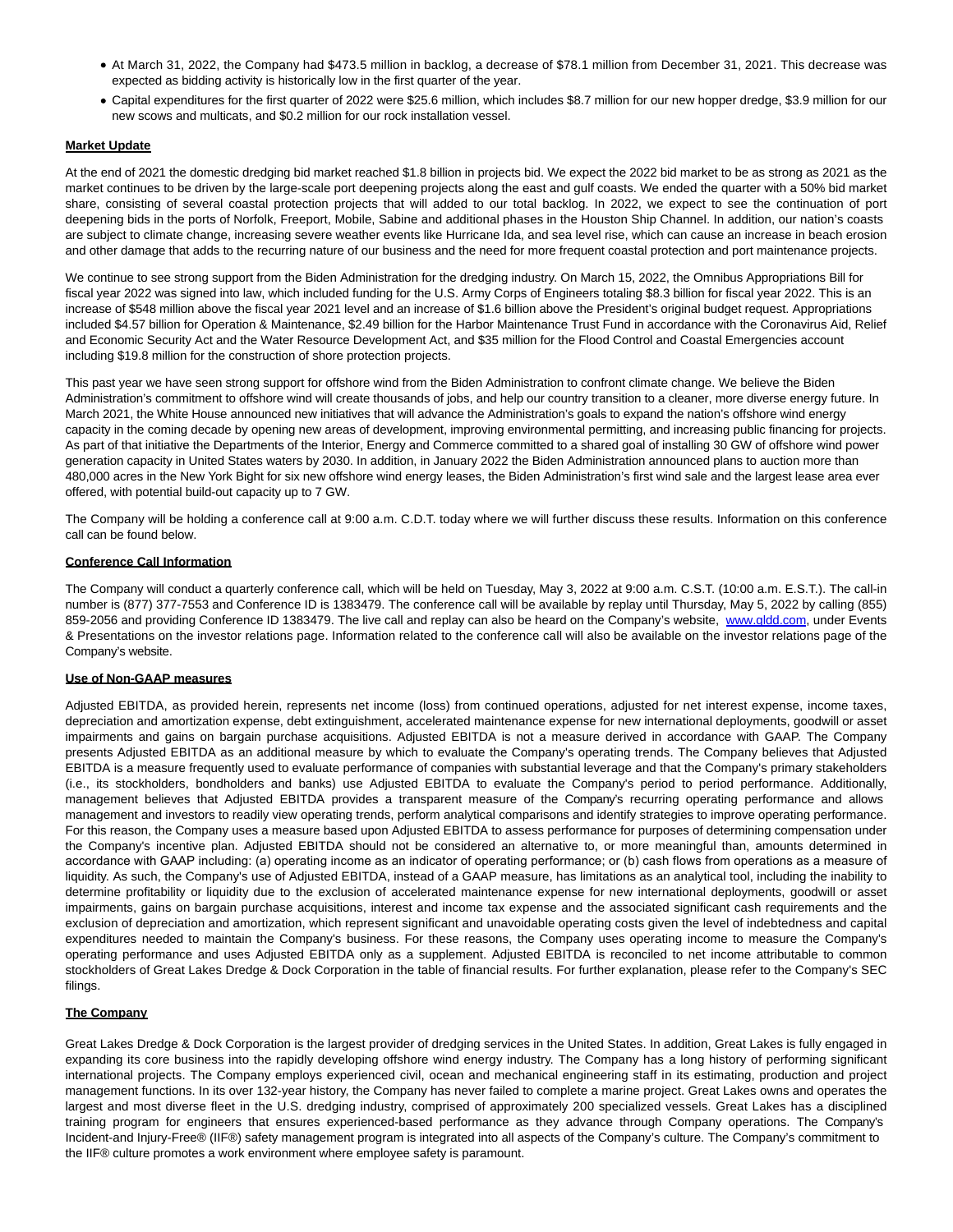- At March 31, 2022, the Company had $473.5 million in backlog, a decrease of $78.1 million from December 31, 2021. This decrease was expected as bidding activity is historically low in the first quarter of the year.
- Capital expenditures for the first quarter of 2022 were $25.6 million, which includes $8.7 million for our new hopper dredge, $3.9 million for our new scows and multicats, and $0.2 million for our rock installation vessel.

**Market Update**

At the end of 2021 the domestic dredging bid market reached $1.8 billion in projects bid. We expect the 2022 bid market to be as strong as 2021 as the market continues to be driven by the large-scale port deepening projects along the east and gulf coasts. We ended the quarter with a 50% bid market share, consisting of several coastal protection projects that will added to our total backlog. In 2022, we expect to see the continuation of port deepening bids in the ports of Norfolk, Freeport, Mobile, Sabine and additional phases in the Houston Ship Channel. In addition, our nation's coasts are subject to climate change, increasing severe weather events like Hurricane Ida, and sea level rise, which can cause an increase in beach erosion and other damage that adds to the recurring nature of our business and the need for more frequent coastal protection and port maintenance projects.

We continue to see strong support from the Biden Administration for the dredging industry. On March 15, 2022, the Omnibus Appropriations Bill for fiscal year 2022 was signed into law, which included funding for the U.S. Army Corps of Engineers totaling $8.3 billion for fiscal year 2022. This is an increase of $548 million above the fiscal year 2021 level and an increase of $1.6 billion above the President's original budget request. Appropriations included $4.57 billion for Operation & Maintenance, $2.49 billion for the Harbor Maintenance Trust Fund in accordance with the Coronavirus Aid, Relief and Economic Security Act and the Water Resource Development Act, and $35 million for the Flood Control and Coastal Emergencies account including $19.8 million for the construction of shore protection projects.

This past year we have seen strong support for offshore wind from the Biden Administration to confront climate change. We believe the Biden Administration's commitment to offshore wind will create thousands of jobs, and help our country transition to a cleaner, more diverse energy future. In March 2021, the White House announced new initiatives that will advance the Administration's goals to expand the nation's offshore wind energy capacity in the coming decade by opening new areas of development, improving environmental permitting, and increasing public financing for projects. As part of that initiative the Departments of the Interior, Energy and Commerce committed to a shared goal of installing 30 GW of offshore wind power generation capacity in United States waters by 2030. In addition, in January 2022 the Biden Administration announced plans to auction more than 480,000 acres in the New York Bight for six new offshore wind energy leases, the Biden Administration's first wind sale and the largest lease area ever offered, with potential build-out capacity up to 7 GW.

The Company will be holding a conference call at 9:00 a.m. C.D.T. today where we will further discuss these results. Information on this conference call can be found below.

**Conference Call Information**

The Company will conduct a quarterly conference call, which will be held on Tuesday, May 3, 2022 at 9:00 a.m. C.S.T. (10:00 a.m. E.S.T.). The call-in number is (877) 377-7553 and Conference ID is 1383479. The conference call will be available by replay until Thursday, May 5, 2022 by calling (855) 859-2056 and providing Conference ID 1383479. The live call and replay can also be heard on the Company's website, www.gldd.com, under Events & Presentations on the investor relations page. Information related to the conference call will also be available on the investor relations page of the Company's website.

**Use of Non-GAAP measures**

Adjusted EBITDA, as provided herein, represents net income (loss) from continued operations, adjusted for net interest expense, income taxes, depreciation and amortization expense, debt extinguishment, accelerated maintenance expense for new international deployments, goodwill or asset impairments and gains on bargain purchase acquisitions. Adjusted EBITDA is not a measure derived in accordance with GAAP. The Company presents Adjusted EBITDA as an additional measure by which to evaluate the Company's operating trends. The Company believes that Adjusted EBITDA is a measure frequently used to evaluate performance of companies with substantial leverage and that the Company's primary stakeholders (i.e., its stockholders, bondholders and banks) use Adjusted EBITDA to evaluate the Company's period to period performance. Additionally, management believes that Adjusted EBITDA provides a transparent measure of the Company's recurring operating performance and allows management and investors to readily view operating trends, perform analytical comparisons and identify strategies to improve operating performance. For this reason, the Company uses a measure based upon Adjusted EBITDA to assess performance for purposes of determining compensation under the Company's incentive plan. Adjusted EBITDA should not be considered an alternative to, or more meaningful than, amounts determined in accordance with GAAP including: (a) operating income as an indicator of operating performance; or (b) cash flows from operations as a measure of liquidity. As such, the Company's use of Adjusted EBITDA, instead of a GAAP measure, has limitations as an analytical tool, including the inability to determine profitability or liquidity due to the exclusion of accelerated maintenance expense for new international deployments, goodwill or asset impairments, gains on bargain purchase acquisitions, interest and income tax expense and the associated significant cash requirements and the exclusion of depreciation and amortization, which represent significant and unavoidable operating costs given the level of indebtedness and capital expenditures needed to maintain the Company's business. For these reasons, the Company uses operating income to measure the Company's operating performance and uses Adjusted EBITDA only as a supplement. Adjusted EBITDA is reconciled to net income attributable to common stockholders of Great Lakes Dredge & Dock Corporation in the table of financial results. For further explanation, please refer to the Company's SEC filings.

**The Company**

Great Lakes Dredge & Dock Corporation is the largest provider of dredging services in the United States. In addition, Great Lakes is fully engaged in expanding its core business into the rapidly developing offshore wind energy industry. The Company has a long history of performing significant international projects. The Company employs experienced civil, ocean and mechanical engineering staff in its estimating, production and project management functions. In its over 132-year history, the Company has never failed to complete a marine project. Great Lakes owns and operates the largest and most diverse fleet in the U.S. dredging industry, comprised of approximately 200 specialized vessels. Great Lakes has a disciplined training program for engineers that ensures experienced-based performance as they advance through Company operations. The Company's Incident-and Injury-Free® (IIF®) safety management program is integrated into all aspects of the Company's culture. The Company's commitment to the IIF® culture promotes a work environment where employee safety is paramount.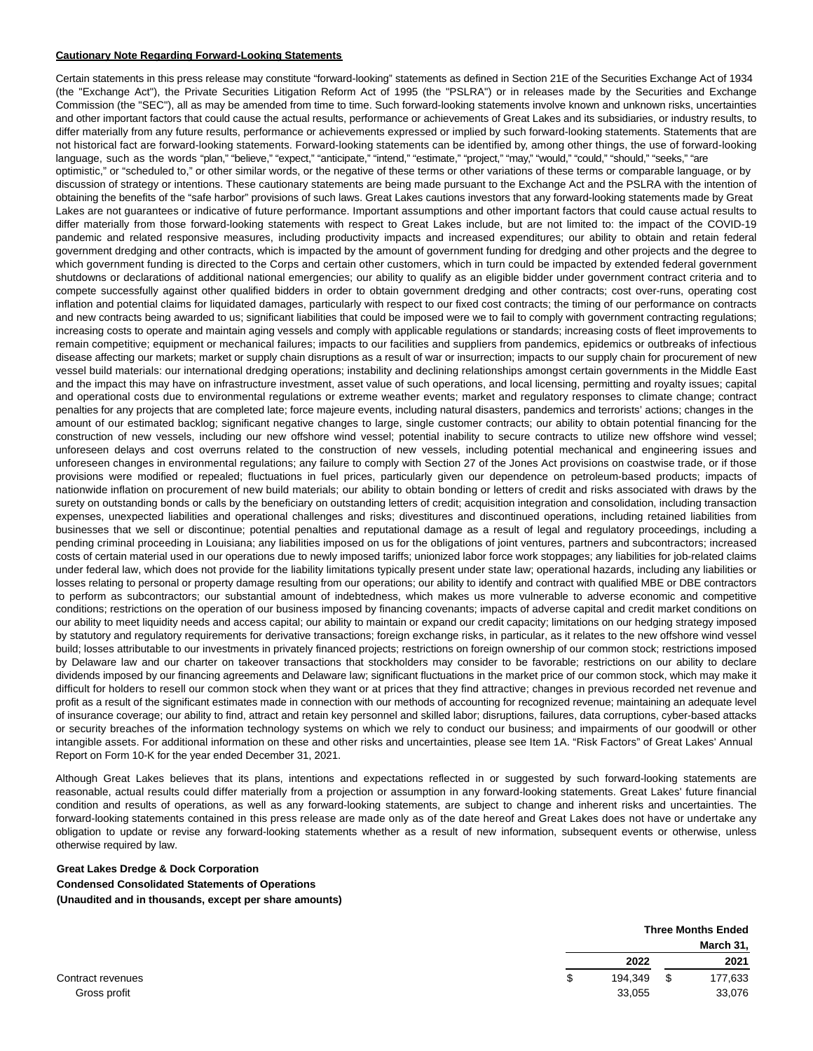**Cautionary Note Regarding Forward-Looking Statements**

Certain statements in this press release may constitute "forward-looking" statements as defined in Section 21E of the Securities Exchange Act of 1934 (the "Exchange Act"), the Private Securities Litigation Reform Act of 1995 (the "PSLRA") or in releases made by the Securities and Exchange Commission (the "SEC"), all as may be amended from time to time. Such forward-looking statements involve known and unknown risks, uncertainties and other important factors that could cause the actual results, performance or achievements of Great Lakes and its subsidiaries, or industry results, to differ materially from any future results, performance or achievements expressed or implied by such forward-looking statements. Statements that are not historical fact are forward-looking statements. Forward-looking statements can be identified by, among other things, the use of forward-looking language, such as the words "plan," "believe," "expect," "anticipate," "intend," "estimate," "project," "may," "would," "could," "should," "seeks," "are optimistic," or "scheduled to," or other similar words, or the negative of these terms or other variations of these terms or comparable language, or by discussion of strategy or intentions. These cautionary statements are being made pursuant to the Exchange Act and the PSLRA with the intention of obtaining the benefits of the "safe harbor" provisions of such laws. Great Lakes cautions investors that any forward-looking statements made by Great Lakes are not guarantees or indicative of future performance. Important assumptions and other important factors that could cause actual results to differ materially from those forward-looking statements with respect to Great Lakes include, but are not limited to: the impact of the COVID-19 pandemic and related responsive measures, including productivity impacts and increased expenditures; our ability to obtain and retain federal government dredging and other contracts, which is impacted by the amount of government funding for dredging and other projects and the degree to which government funding is directed to the Corps and certain other customers, which in turn could be impacted by extended federal government shutdowns or declarations of additional national emergencies; our ability to qualify as an eligible bidder under government contract criteria and to compete successfully against other qualified bidders in order to obtain government dredging and other contracts; cost over-runs, operating cost inflation and potential claims for liquidated damages, particularly with respect to our fixed cost contracts; the timing of our performance on contracts and new contracts being awarded to us; significant liabilities that could be imposed were we to fail to comply with government contracting regulations; increasing costs to operate and maintain aging vessels and comply with applicable regulations or standards; increasing costs of fleet improvements to remain competitive; equipment or mechanical failures; impacts to our facilities and suppliers from pandemics, epidemics or outbreaks of infectious disease affecting our markets; market or supply chain disruptions as a result of war or insurrection; impacts to our supply chain for procurement of new vessel build materials: our international dredging operations; instability and declining relationships amongst certain governments in the Middle East and the impact this may have on infrastructure investment, asset value of such operations, and local licensing, permitting and royalty issues; capital and operational costs due to environmental regulations or extreme weather events; market and regulatory responses to climate change; contract penalties for any projects that are completed late; force majeure events, including natural disasters, pandemics and terrorists' actions; changes in the amount of our estimated backlog; significant negative changes to large, single customer contracts; our ability to obtain potential financing for the construction of new vessels, including our new offshore wind vessel; potential inability to secure contracts to utilize new offshore wind vessel; unforeseen delays and cost overruns related to the construction of new vessels, including potential mechanical and engineering issues and unforeseen changes in environmental regulations; any failure to comply with Section 27 of the Jones Act provisions on coastwise trade, or if those provisions were modified or repealed; fluctuations in fuel prices, particularly given our dependence on petroleum-based products; impacts of nationwide inflation on procurement of new build materials; our ability to obtain bonding or letters of credit and risks associated with draws by the surety on outstanding bonds or calls by the beneficiary on outstanding letters of credit; acquisition integration and consolidation, including transaction expenses, unexpected liabilities and operational challenges and risks; divestitures and discontinued operations, including retained liabilities from businesses that we sell or discontinue; potential penalties and reputational damage as a result of legal and regulatory proceedings, including a pending criminal proceeding in Louisiana; any liabilities imposed on us for the obligations of joint ventures, partners and subcontractors; increased costs of certain material used in our operations due to newly imposed tariffs; unionized labor force work stoppages; any liabilities for job-related claims under federal law, which does not provide for the liability limitations typically present under state law; operational hazards, including any liabilities or losses relating to personal or property damage resulting from our operations; our ability to identify and contract with qualified MBE or DBE contractors to perform as subcontractors; our substantial amount of indebtedness, which makes us more vulnerable to adverse economic and competitive conditions; restrictions on the operation of our business imposed by financing covenants; impacts of adverse capital and credit market conditions on our ability to meet liquidity needs and access capital; our ability to maintain or expand our credit capacity; limitations on our hedging strategy imposed by statutory and regulatory requirements for derivative transactions; foreign exchange risks, in particular, as it relates to the new offshore wind vessel build; losses attributable to our investments in privately financed projects; restrictions on foreign ownership of our common stock; restrictions imposed by Delaware law and our charter on takeover transactions that stockholders may consider to be favorable; restrictions on our ability to declare dividends imposed by our financing agreements and Delaware law; significant fluctuations in the market price of our common stock, which may make it difficult for holders to resell our common stock when they want or at prices that they find attractive; changes in previous recorded net revenue and profit as a result of the significant estimates made in connection with our methods of accounting for recognized revenue; maintaining an adequate level of insurance coverage; our ability to find, attract and retain key personnel and skilled labor; disruptions, failures, data corruptions, cyber-based attacks or security breaches of the information technology systems on which we rely to conduct our business; and impairments of our goodwill or other intangible assets. For additional information on these and other risks and uncertainties, please see Item 1A. "Risk Factors" of Great Lakes' Annual Report on Form 10-K for the year ended December 31, 2021.

Although Great Lakes believes that its plans, intentions and expectations reflected in or suggested by such forward-looking statements are reasonable, actual results could differ materially from a projection or assumption in any forward-looking statements. Great Lakes' future financial condition and results of operations, as well as any forward-looking statements, are subject to change and inherent risks and uncertainties. The forward-looking statements contained in this press release are made only as of the date hereof and Great Lakes does not have or undertake any obligation to update or revise any forward-looking statements whether as a result of new information, subsequent events or otherwise, unless otherwise required by law.

**Great Lakes Dredge & Dock Corporation**
**Condensed Consolidated Statements of Operations**
**(Unaudited and in thousands, except per share amounts)**

| | Three Months Ended March 31, | |
|---|---|---|
| | 2022 | 2021 |
| Contract revenues | $ 194,349 | $ 177,633 |
| Gross profit | 33,055 | 33,076 |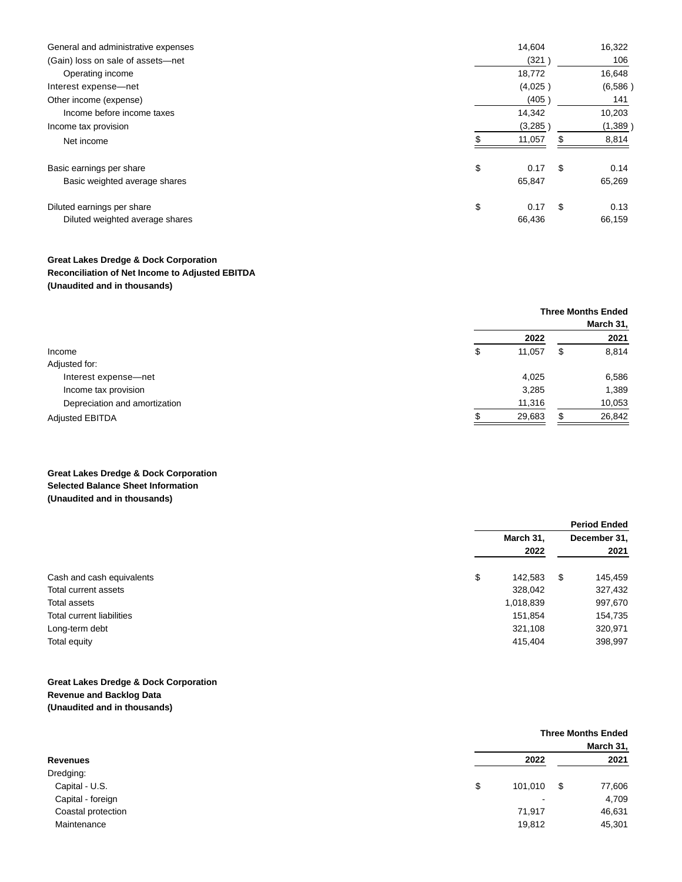| | 2022 | 2021 |
|---|---|---|
| General and administrative expenses | 14,604 | 16,322 |
| (Gain) loss on sale of assets—net | (321 ) | 106 |
| Operating income | 18,772 | 16,648 |
| Interest expense—net | (4,025 ) | (6,586 ) |
| Other income (expense) | (405 ) | 141 |
| Income before income taxes | 14,342 | 10,203 |
| Income tax provision | (3,285 ) | (1,389 ) |
| Net income | $ 11,057 | $ 8,814 |
| | | |
| Basic earnings per share | $ 0.17 | $ 0.14 |
| Basic weighted average shares | 65,847 | 65,269 |
| | | |
| Diluted earnings per share | $ 0.17 | $ 0.13 |
| Diluted weighted average shares | 66,436 | 66,159 |

**Great Lakes Dredge & Dock Corporation**
**Reconciliation of Net Income to Adjusted EBITDA**
**(Unaudited and in thousands)**

| | Three Months Ended March 31, | |
|---|---|---|
| | 2022 | 2021 |
| Income | $ 11,057 | $ 8,814 |
| Adjusted for: | | |
| Interest expense—net | 4,025 | 6,586 |
| Income tax provision | 3,285 | 1,389 |
| Depreciation and amortization | 11,316 | 10,053 |
| Adjusted EBITDA | $ 29,683 | $ 26,842 |

**Great Lakes Dredge & Dock Corporation**
**Selected Balance Sheet Information**
**(Unaudited and in thousands)**

| | Period Ended | |
|---|---|---|
| | March 31, 2022 | December 31, 2021 |
| Cash and cash equivalents | $ 142,583 | $ 145,459 |
| Total current assets | 328,042 | 327,432 |
| Total assets | 1,018,839 | 997,670 |
| Total current liabilities | 151,854 | 154,735 |
| Long-term debt | 321,108 | 320,971 |
| Total equity | 415,404 | 398,997 |

**Great Lakes Dredge & Dock Corporation**
**Revenue and Backlog Data**
**(Unaudited and in thousands)**

| | Three Months Ended March 31, | |
|---|---|---|
| **Revenues** | 2022 | 2021 |
| Dredging: | | |
| Capital - U.S. | $ 101,010 | $ 77,606 |
| Capital - foreign | - | 4,709 |
| Coastal protection | 71,917 | 46,631 |
| Maintenance | 19,812 | 45,301 |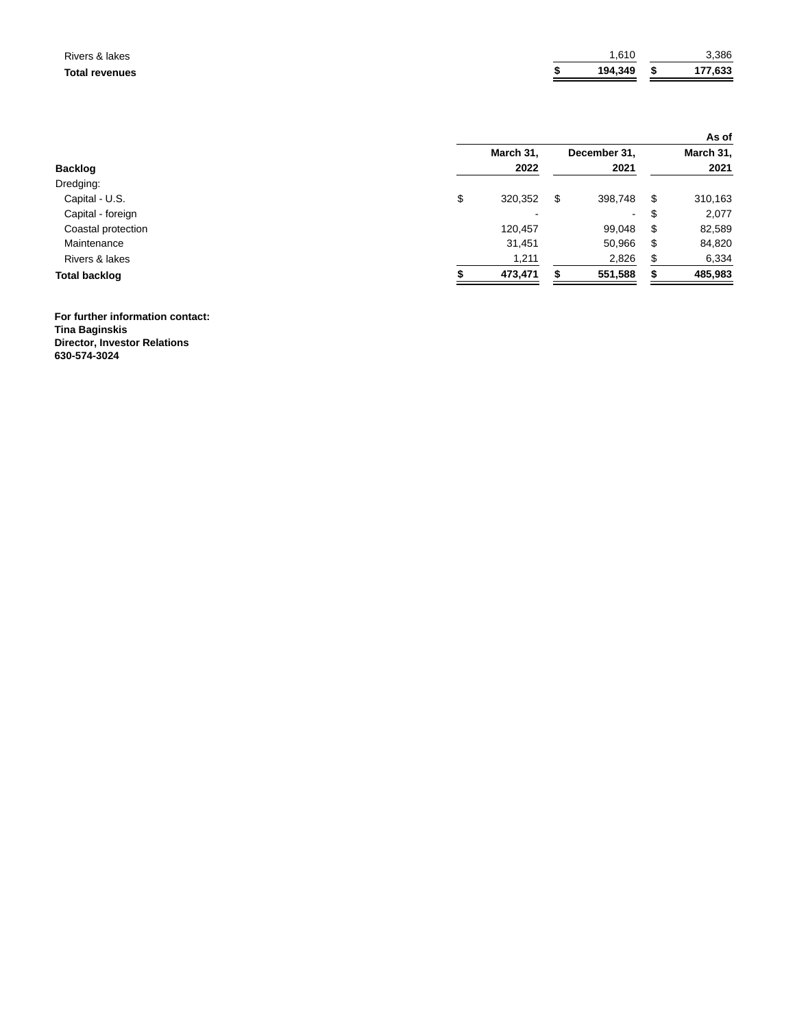| | | |
|---|---|---|
| Rivers & lakes | 1,610 | 3,386 |
| **Total revenues** | **$ 194,349** | **$ 177,633** |

| | | | **As of** |
|---|---|---|---|
| **Backlog** | **March 31, 2022** | **December 31, 2021** | **March 31, 2021** |
| Dredging: | | | |
| Capital - U.S. | $ 320,352 | $ 398,748 | $ 310,163 |
| Capital - foreign | - | - | $ 2,077 |
| Coastal protection | 120,457 | 99,048 | $ 82,589 |
| Maintenance | 31,451 | 50,966 | $ 84,820 |
| Rivers & lakes | 1,211 | 2,826 | $ 6,334 |
| **Total backlog** | **$ 473,471** | **$ 551,588** | **$ 485,983** |

**For further information contact:**
**Tina Baginskis**
**Director, Investor Relations**
**630-574-3024**